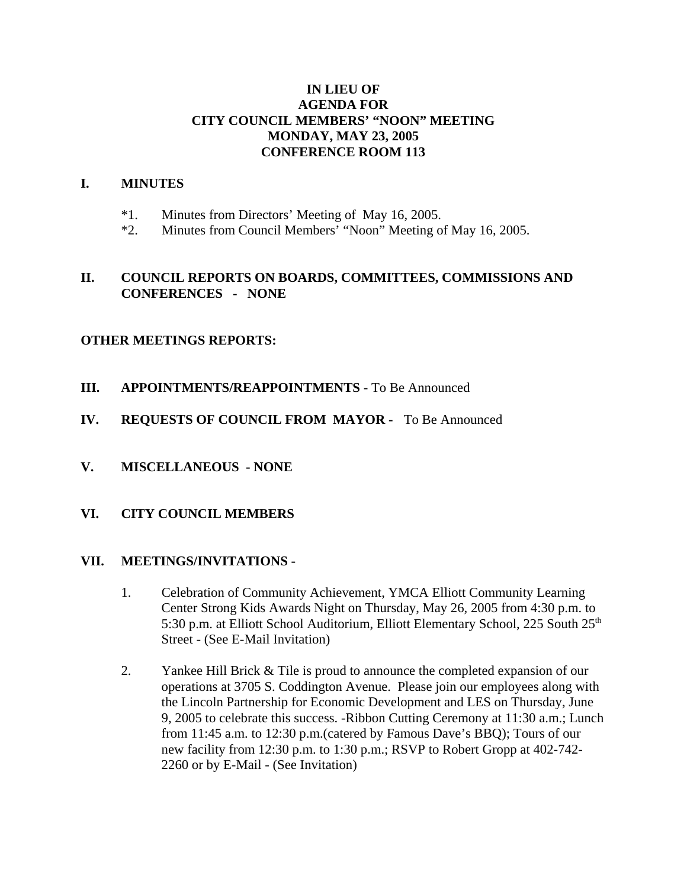# IN LIEU OF
# AGENDA FOR
# CITY COUNCIL MEMBERS' "NOON" MEETING
# MONDAY, MAY 23, 2005
# CONFERENCE ROOM 113

## I. MINUTES

*1. Minutes from Directors' Meeting of May 16, 2005.
*2. Minutes from Council Members' "Noon" Meeting of May 16, 2005.

## II. COUNCIL REPORTS ON BOARDS, COMMITTEES, COMMISSIONS AND CONFERENCES - NONE

## OTHER MEETINGS REPORTS:

## III. APPOINTMENTS/REAPPOINTMENTS - To Be Announced

## IV. REQUESTS OF COUNCIL FROM MAYOR - To Be Announced

## V. MISCELLANEOUS - NONE

## VI. CITY COUNCIL MEMBERS

## VII. MEETINGS/INVITATIONS -

1. Celebration of Community Achievement, YMCA Elliott Community Learning Center Strong Kids Awards Night on Thursday, May 26, 2005 from 4:30 p.m. to 5:30 p.m. at Elliott School Auditorium, Elliott Elementary School, 225 South 25th Street - (See E-Mail Invitation)

2. Yankee Hill Brick & Tile is proud to announce the completed expansion of our operations at 3705 S. Coddington Avenue. Please join our employees along with the Lincoln Partnership for Economic Development and LES on Thursday, June 9, 2005 to celebrate this success. -Ribbon Cutting Ceremony at 11:30 a.m.; Lunch from 11:45 a.m. to 12:30 p.m.(catered by Famous Dave's BBQ); Tours of our new facility from 12:30 p.m. to 1:30 p.m.; RSVP to Robert Gropp at 402-742-2260 or by E-Mail - (See Invitation)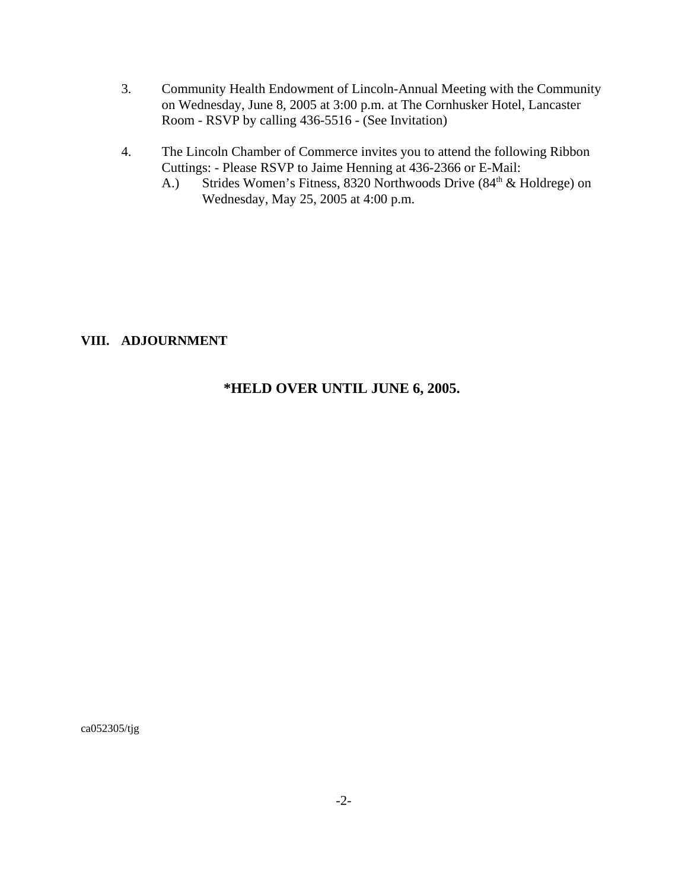3. Community Health Endowment of Lincoln-Annual Meeting with the Community on Wednesday, June 8, 2005 at 3:00 p.m. at The Cornhusker Hotel, Lancaster Room - RSVP by calling 436-5516 - (See Invitation)

4. The Lincoln Chamber of Commerce invites you to attend the following Ribbon Cuttings: - Please RSVP to Jaime Henning at 436-2366 or E-Mail:
   A.) Strides Women's Fitness, 8320 Northwoods Drive (84th & Holdrege) on Wednesday, May 25, 2005 at 4:00 p.m.

**VIII. ADJOURNMENT**

**\*HELD OVER UNTIL JUNE 6, 2005.**

ca052305/tjg